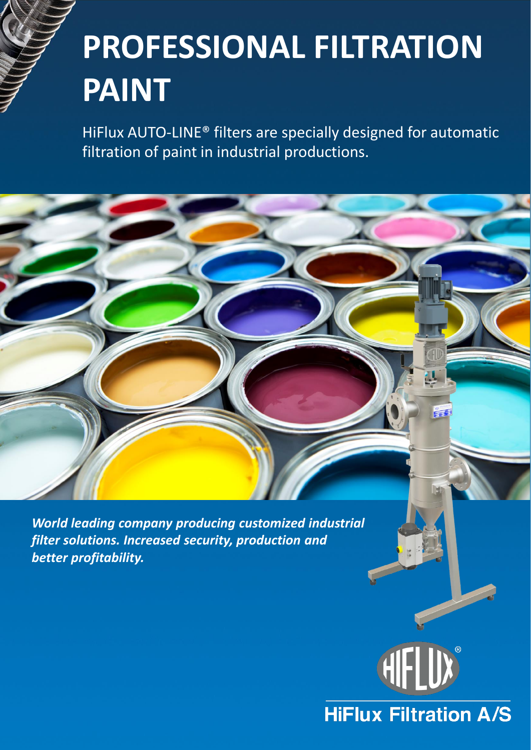# PROFESSIONAL FILTRATION PAINT

HiFlux AUTO-LINE® filters are specially designed for automatic filtration of paint in industrial productions.

***World leading company producing customized industrial filter solutions. Increased security, production and better profitability.***

HiFlux Filtration A/S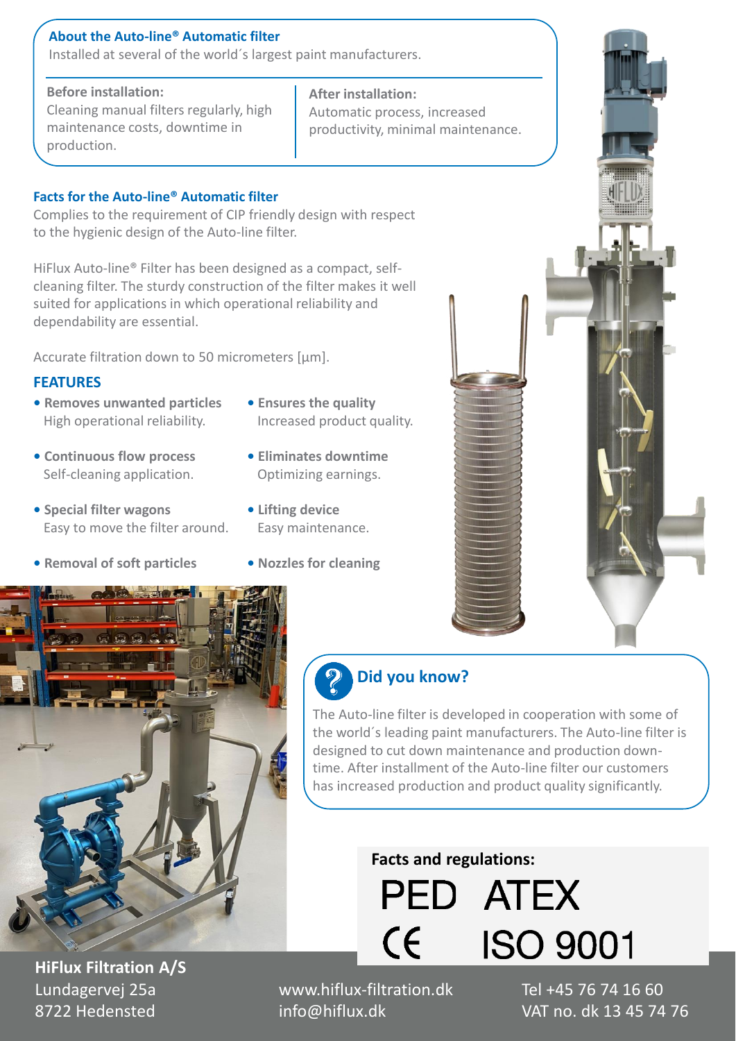## About the Auto-line® Automatic filter

Installed at several of the world´s largest paint manufacturers.

**Before installation:**
Cleaning manual filters regularly, high maintenance costs, downtime in production.

**After installation:**
Automatic process, increased productivity, minimal maintenance.

## Facts for the Auto-line® Automatic filter

Complies to the requirement of CIP friendly design with respect to the hygienic design of the Auto-line filter.

HiFlux Auto-line® Filter has been designed as a compact, self-cleaning filter. The sturdy construction of the filter makes it well suited for applications in which operational reliability and dependability are essential.

Accurate filtration down to 50 micrometers [µm].

## FEATURES

- **Removes unwanted particles**
  High operational reliability.
- **Continuous flow process**
  Self-cleaning application.
- **Special filter wagons**
  Easy to move the filter around.
- **Removal of soft particles**
- **Ensures the quality**
  Increased product quality.
- **Eliminates downtime**
  Optimizing earnings.
- **Lifting device**
  Easy maintenance.
- **Nozzles for cleaning**

## Did you know?

The Auto-line filter is developed in cooperation with some of the world´s leading paint manufacturers. The Auto-line filter is designed to cut down maintenance and production down-time. After installment of the Auto-line filter our customers has increased production and product quality significantly.

**Facts and regulations:**

PED ATEX
CE ISO 9001

**HiFlux Filtration A/S**
Lundagervej 25a
8722 Hedensted

www.hiflux-filtration.dk
info@hiflux.dk

Tel +45 76 74 16 60
VAT no. dk 13 45 74 76